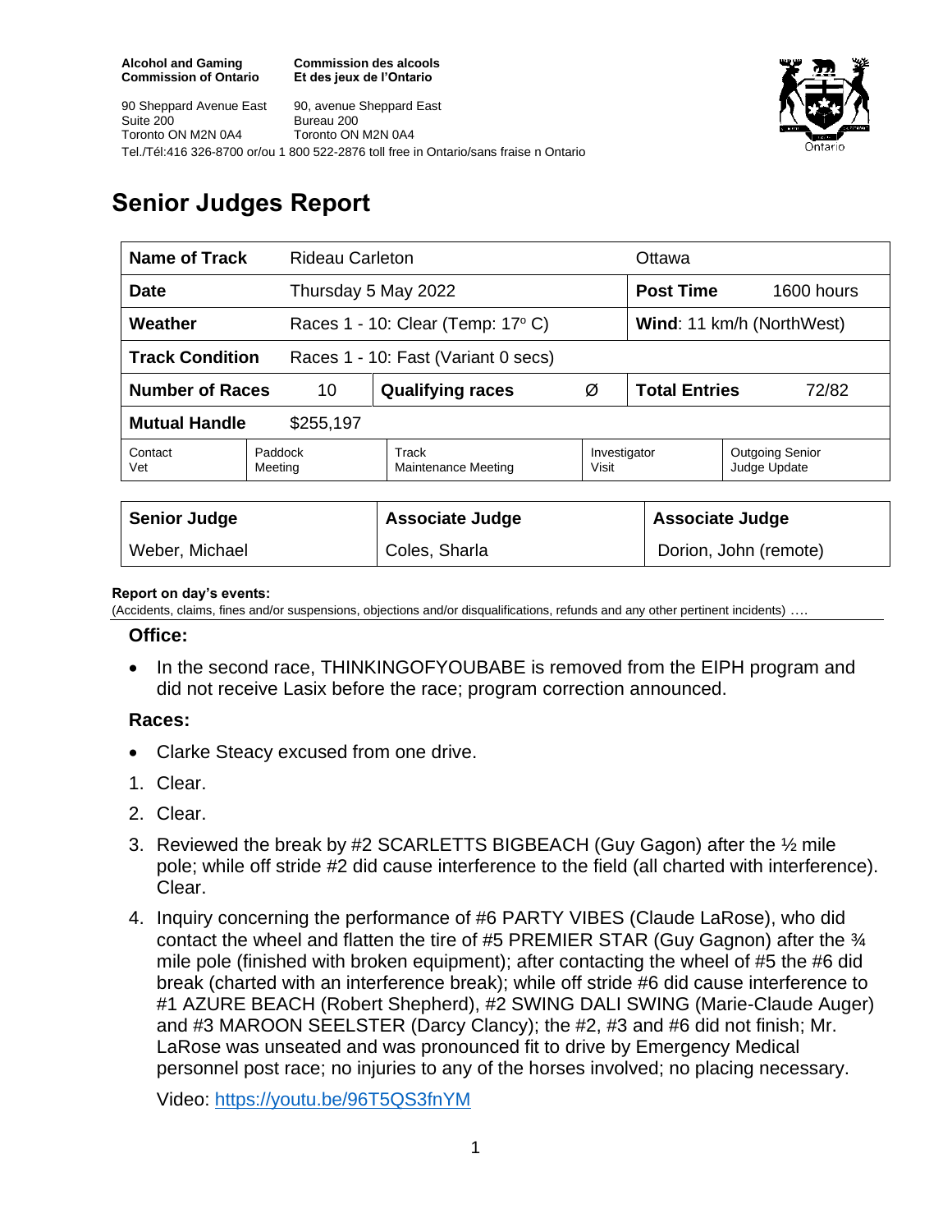**Alcohol and Gaming Commission of Ontario**
**Commission des alcools Et des jeux de l'Ontario**

90 Sheppard Avenue East
Suite 200
Toronto ON M2N 0A4

90, avenue Sheppard East
Bureau 200
Toronto ON M2N 0A4

Tel./Tél:416 326-8700 or/ou 1 800 522-2876 toll free in Ontario/sans fraise n Ontario

# Senior Judges Report

| **Name of Track** | Rideau Carleton | | | Ottawa | |
|---|---|---|---|---|---|
| **Date** | Thursday 5 May 2022 | | | **Post Time** | 1600 hours |
| **Weather** | Races 1 - 10: Clear (Temp: 17º C) | | | **Wind**: 11 km/h (NorthWest) | |
| **Track Condition** | Races 1 - 10: Fast (Variant 0 secs) | | | | |
| **Number of Races** | 10 | **Qualifying races** | Ø | **Total Entries** | 72/82 |
| **Mutual Handle** | $255,197 | | | | |
| Contact Vet | Paddock Meeting | Track Maintenance Meeting | Investigator Visit | Outgoing Senior Judge Update | |

| **Senior Judge** | **Associate Judge** | **Associate Judge** |
|---|---|---|
| Weber, Michael | Coles, Sharla | Dorion, John (remote) |

**Report on day's events:**
(Accidents, claims, fines and/or suspensions, objections and/or disqualifications, refunds and any other pertinent incidents) ….

### Office:

- In the second race, THINKINGOFYOUBABE is removed from the EIPH program and did not receive Lasix before the race; program correction announced.

### Races:

- Clarke Steacy excused from one drive.

1. Clear.
2. Clear.
3. Reviewed the break by #2 SCARLETTS BIGBEACH (Guy Gagon) after the ½ mile pole; while off stride #2 did cause interference to the field (all charted with interference). Clear.
4. Inquiry concerning the performance of #6 PARTY VIBES (Claude LaRose), who did contact the wheel and flatten the tire of #5 PREMIER STAR (Guy Gagnon) after the ¾ mile pole (finished with broken equipment); after contacting the wheel of #5 the #6 did break (charted with an interference break); while off stride #6 did cause interference to #1 AZURE BEACH (Robert Shepherd), #2 SWING DALI SWING (Marie-Claude Auger) and #3 MAROON SEELSTER (Darcy Clancy); the #2, #3 and #6 did not finish; Mr. LaRose was unseated and was pronounced fit to drive by Emergency Medical personnel post race; no injuries to any of the horses involved; no placing necessary.

   Video: https://youtu.be/96T5QS3fnYM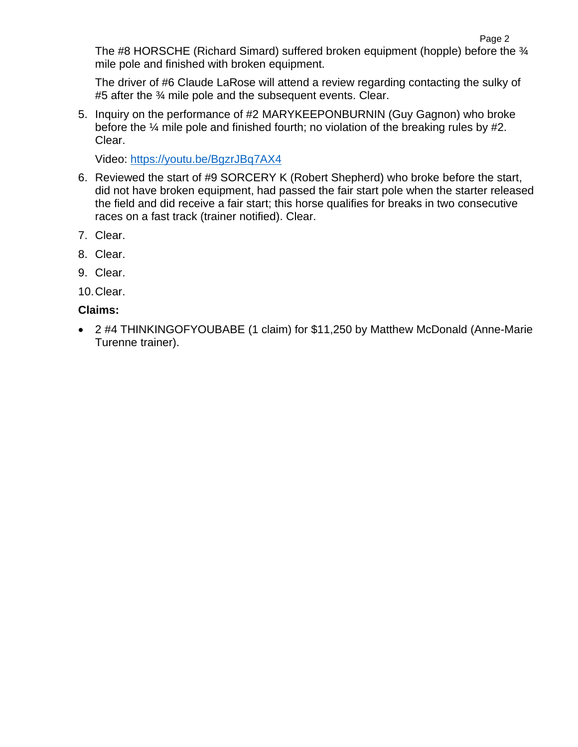The #8 HORSCHE (Richard Simard) suffered broken equipment (hopple) before the ¾ mile pole and finished with broken equipment.

The driver of #6 Claude LaRose will attend a review regarding contacting the sulky of #5 after the ¾ mile pole and the subsequent events. Clear.

5. Inquiry on the performance of #2 MARYKEEPONBURNIN (Guy Gagnon) who broke before the ¼ mile pole and finished fourth; no violation of the breaking rules by #2. Clear.

   Video: [https://youtu.be/BgzrJBq7AX4](https://youtu.be/BgzrJBq7AX4)

6. Reviewed the start of #9 SORCERY K (Robert Shepherd) who broke before the start, did not have broken equipment, had passed the fair start pole when the starter released the field and did receive a fair start; this horse qualifies for breaks in two consecutive races on a fast track (trainer notified). Clear.
7. Clear.
8. Clear.
9. Clear.
10. Clear.

**Claims:**

- 2 #4 THINKINGOFYOUBABE (1 claim) for $11,250 by Matthew McDonald (Anne-Marie Turenne trainer).